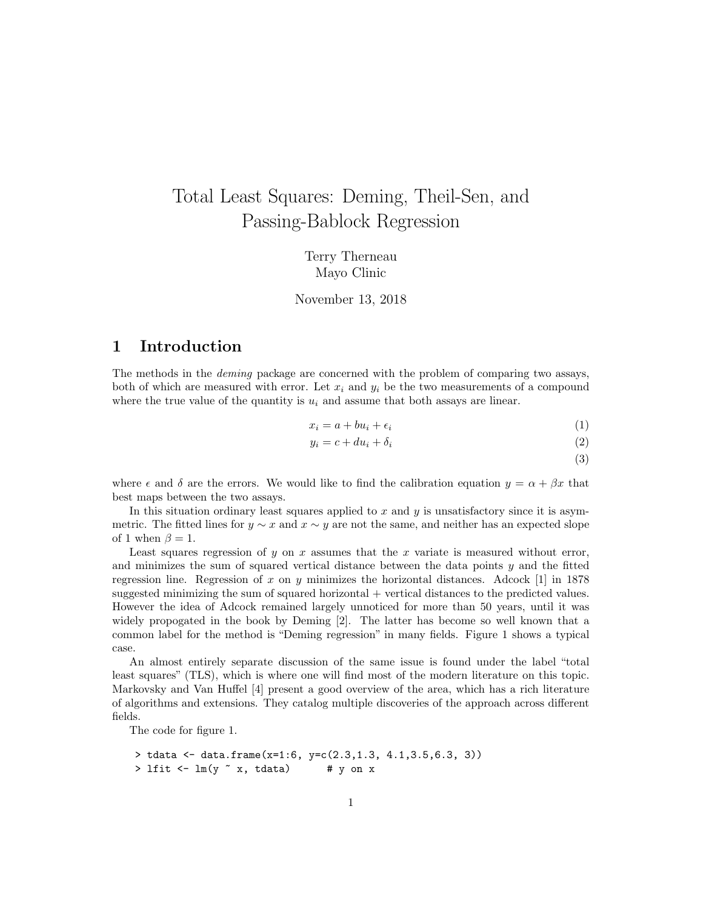# Total Least Squares: Deming, Theil-Sen, and Passing-Bablock Regression

Terry Therneau
Mayo Clinic

November 13, 2018

## 1 Introduction

The methods in the *deming* package are concerned with the problem of comparing two assays, both of which are measured with error. Let $x_i$ and $y_i$ be the two measurements of a compound where the true value of the quantity is $u_i$ and assume that both assays are linear.

$$x_i = a + bu_i + \epsilon_i \tag{1}$$

$$y_i = c + du_i + \delta_i \tag{2}$$

$$\tag{3}$$

where $\epsilon$ and $\delta$ are the errors. We would like to find the calibration equation $y = \alpha + \beta x$ that best maps between the two assays.

In this situation ordinary least squares applied to $x$ and $y$ is unsatisfactory since it is asymmetric. The fitted lines for $y \sim x$ and $x \sim y$ are not the same, and neither has an expected slope of 1 when $\beta = 1$.

Least squares regression of $y$ on $x$ assumes that the $x$ variate is measured without error, and minimizes the sum of squared vertical distance between the data points $y$ and the fitted regression line. Regression of $x$ on $y$ minimizes the horizontal distances. Adcock [1] in 1878 suggested minimizing the sum of squared horizontal + vertical distances to the predicted values. However the idea of Adcock remained largely unnoticed for more than 50 years, until it was widely propogated in the book by Deming [2]. The latter has become so well known that a common label for the method is "Deming regression" in many fields. Figure 1 shows a typical case.

An almost entirely separate discussion of the same issue is found under the label "total least squares" (TLS), which is where one will find most of the modern literature on this topic. Markovsky and Van Huffel [4] present a good overview of the area, which has a rich literature of algorithms and extensions. They catalog multiple discoveries of the approach across different fields.

The code for figure 1.

```
> tdata <- data.frame(x=1:6, y=c(2.3,1.3, 4.1,3.5,6.3, 3))
> lfit <- lm(y ~ x, tdata)      # y on x
```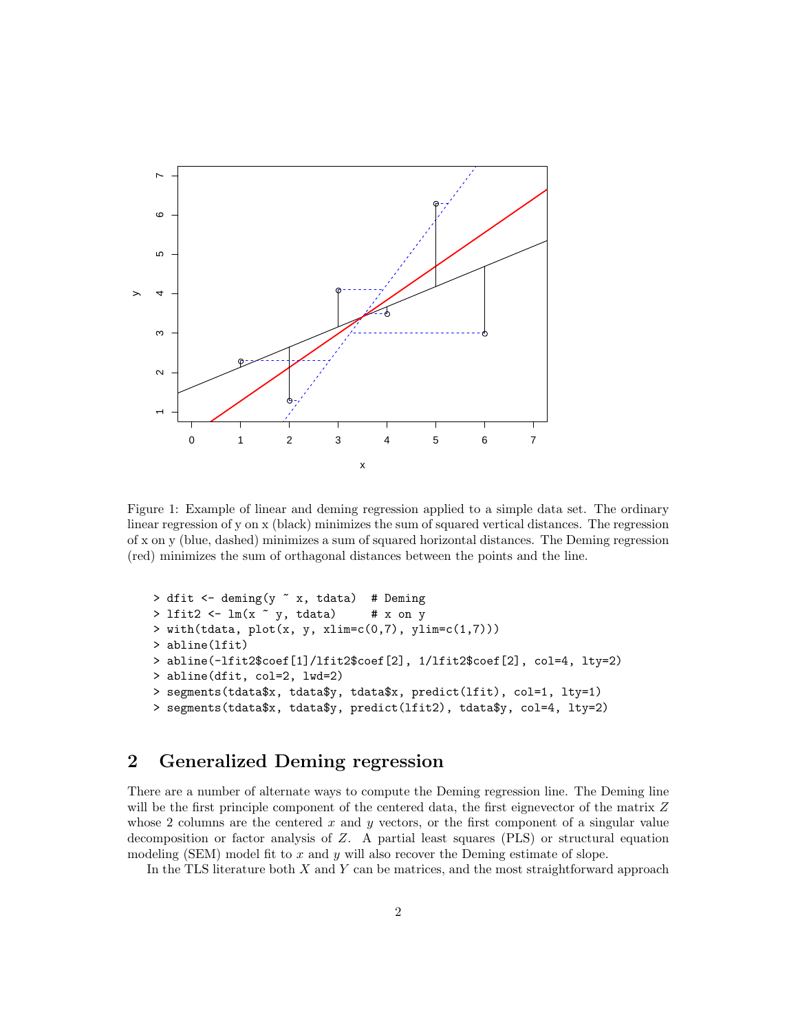Figure 1: Example of linear and deming regression applied to a simple data set. The ordinary linear regression of y on x (black) minimizes the sum of squared vertical distances. The regression of x on y (blue, dashed) minimizes a sum of squared horizontal distances. The Deming regression (red) minimizes the sum of orthagonal distances between the points and the line.

```
> dfit <- deming(y ~ x, tdata)  # Deming
> lfit2 <- lm(x ~ y, tdata)     # x on y
> with(tdata, plot(x, y, xlim=c(0,7), ylim=c(1,7)))
> abline(lfit)
> abline(-lfit2$coef[1]/lfit2$coef[2], 1/lfit2$coef[2], col=4, lty=2)
> abline(dfit, col=2, lwd=2)
> segments(tdata$x, tdata$y, tdata$x, predict(lfit), col=1, lty=1)
> segments(tdata$x, tdata$y, predict(lfit2), tdata$y, col=4, lty=2)
```

## 2 Generalized Deming regression

There are a number of alternate ways to compute the Deming regression line. The Deming line will be the first principle component of the centered data, the first eignevector of the matrix $Z$ whose 2 columns are the centered $x$ and $y$ vectors, or the first component of a singular value decomposition or factor analysis of $Z$. A partial least squares (PLS) or structural equation modeling (SEM) model fit to $x$ and $y$ will also recover the Deming estimate of slope.

In the TLS literature both $X$ and $Y$ can be matrices, and the most straightforward approach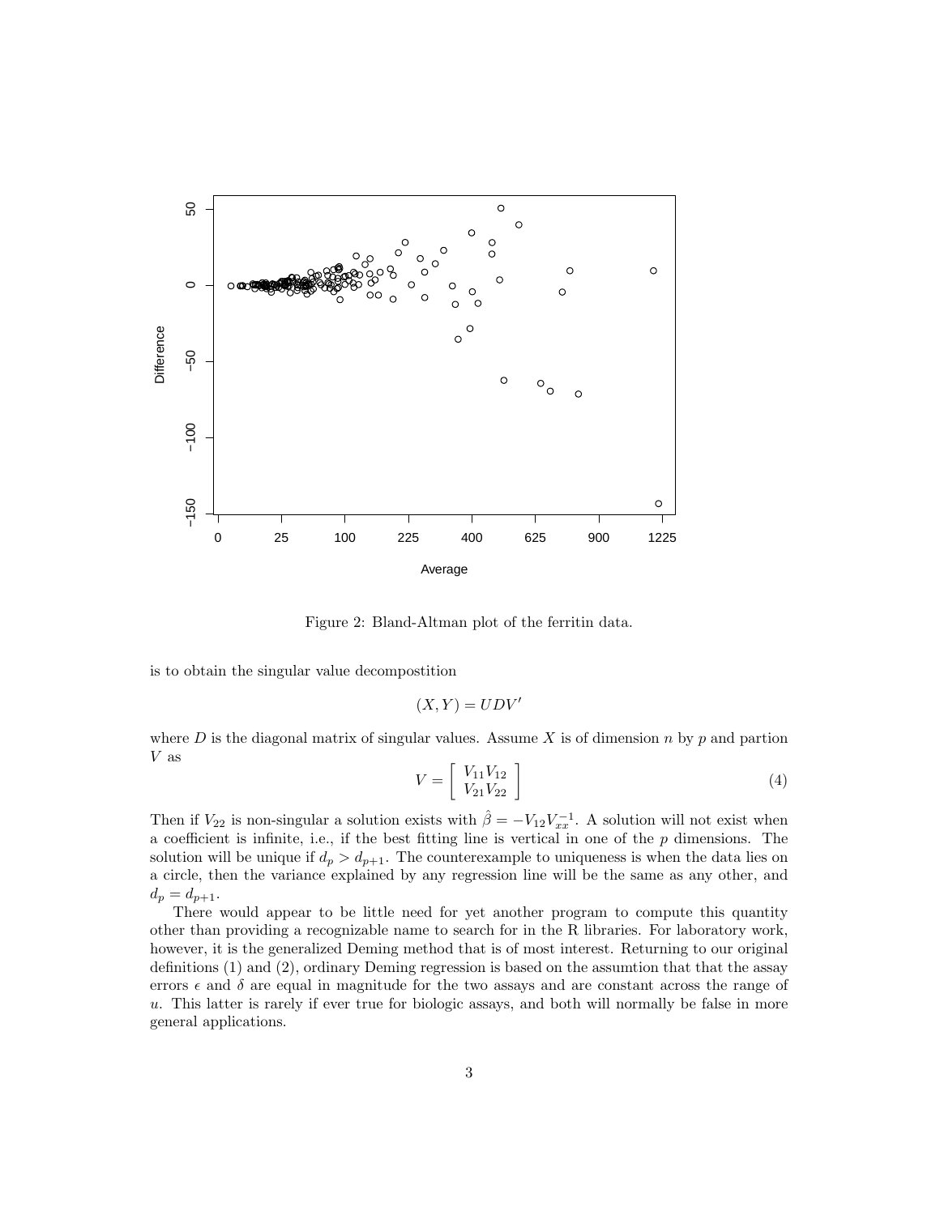Figure 2: Bland-Altman plot of the ferritin data.

is to obtain the singular value decompostition

$$(X, Y) = UDV'$$

where $D$ is the diagonal matrix of singular values. Assume $X$ is of dimension $n$ by $p$ and partion $V$ as

$$V = \begin{bmatrix} V_{11} V_{12} \\ V_{21} V_{22} \end{bmatrix} \tag{4}$$

Then if $V_{22}$ is non-singular a solution exists with $\hat{\beta} = -V_{12}V_{xx}^{-1}$. A solution will not exist when a coefficient is infinite, i.e., if the best fitting line is vertical in one of the $p$ dimensions. The solution will be unique if $d_p > d_{p+1}$. The counterexample to uniqueness is when the data lies on a circle, then the variance explained by any regression line will be the same as any other, and $d_p = d_{p+1}$.

There would appear to be little need for yet another program to compute this quantity other than providing a recognizable name to search for in the R libraries. For laboratory work, however, it is the generalized Deming method that is of most interest. Returning to our original definitions (1) and (2), ordinary Deming regression is based on the assumtion that that the assay errors $\epsilon$ and $\delta$ are equal in magnitude for the two assays and are constant across the range of $u$. This latter is rarely if ever true for biologic assays, and both will normally be false in more general applications.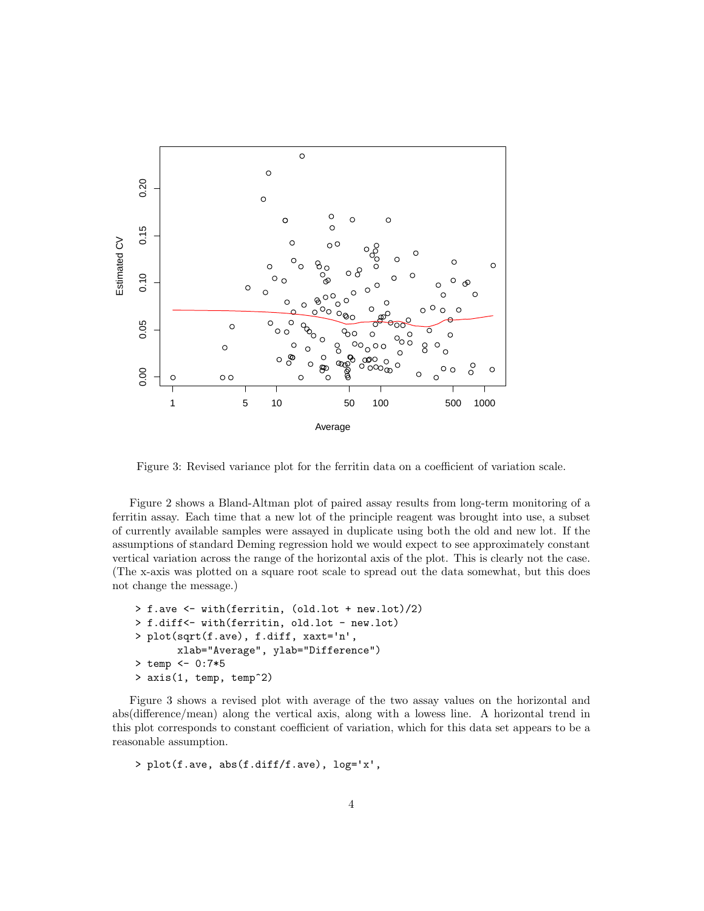Figure 3: Revised variance plot for the ferritin data on a coefficient of variation scale.

Figure 2 shows a Bland-Altman plot of paired assay results from long-term monitoring of a ferritin assay. Each time that a new lot of the principle reagent was brought into use, a subset of currently available samples were assayed in duplicate using both the old and new lot. If the assumptions of standard Deming regression hold we would expect to see approximately constant vertical variation across the range of the horizontal axis of the plot. This is clearly not the case. (The x-axis was plotted on a square root scale to spread out the data somewhat, but this does not change the message.)

```
> f.ave <- with(ferritin, (old.lot + new.lot)/2)
> f.diff<- with(ferritin, old.lot - new.lot)
> plot(sqrt(f.ave), f.diff, xaxt='n',
       xlab="Average", ylab="Difference")
> temp <- 0:7*5
> axis(1, temp, temp^2)
```

Figure 3 shows a revised plot with average of the two assay values on the horizontal and abs(difference/mean) along the vertical axis, along with a lowess line. A horizontal trend in this plot corresponds to constant coefficient of variation, which for this data set appears to be a reasonable assumption.

```
> plot(f.ave, abs(f.diff/f.ave), log='x',
```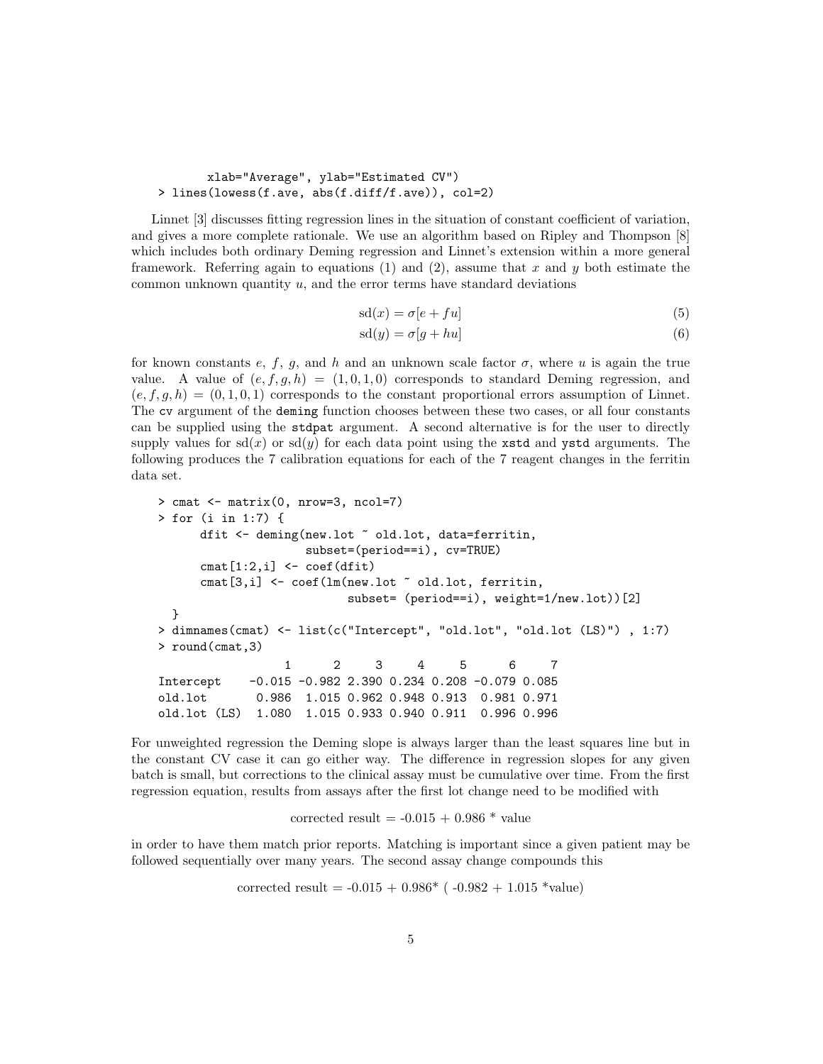```
        xlab="Average", ylab="Estimated CV")
> lines(lowess(f.ave, abs(f.diff/f.ave)), col=2)
```

Linnet [3] discusses fitting regression lines in the situation of constant coefficient of variation, and gives a more complete rationale. We use an algorithm based on Ripley and Thompson [8] which includes both ordinary Deming regression and Linnet's extension within a more general framework. Referring again to equations (1) and (2), assume that $x$ and $y$ both estimate the common unknown quantity $u$, and the error terms have standard deviations

$$\mathrm{sd}(x) = \sigma[e + fu] \tag{5}$$

$$\mathrm{sd}(y) = \sigma[g + hu] \tag{6}$$

for known constants $e$, $f$, $g$, and $h$ and an unknown scale factor $\sigma$, where $u$ is again the true value. A value of $(e, f, g, h) = (1, 0, 1, 0)$ corresponds to standard Deming regression, and $(e, f, g, h) = (0, 1, 0, 1)$ corresponds to the constant proportional errors assumption of Linnet. The `cv` argument of the `deming` function chooses between these two cases, or all four constants can be supplied using the `stdpat` argument. A second alternative is for the user to directly supply values for $\mathrm{sd}(x)$ or $\mathrm{sd}(y)$ for each data point using the `xstd` and `ystd` arguments. The following produces the 7 calibration equations for each of the 7 reagent changes in the ferritin data set.

```
> cmat <- matrix(0, nrow=3, ncol=7)
> for (i in 1:7) {
     dfit <- deming(new.lot ~ old.lot, data=ferritin,
                    subset=(period==i), cv=TRUE)
     cmat[1:2,i] <- coef(dfit)
     cmat[3,i] <- coef(lm(new.lot ~ old.lot, ferritin,
                          subset= (period==i), weight=1/new.lot))[2]
  }
> dimnames(cmat) <- list(c("Intercept", "old.lot", "old.lot (LS)") , 1:7)
> round(cmat,3)
                  1      2     3     4     5      6     7
Intercept    -0.015 -0.982 2.390 0.234 0.208 -0.079 0.085
old.lot       0.986  1.015 0.962 0.948 0.913  0.981 0.971
old.lot (LS)  1.080  1.015 0.933 0.940 0.911  0.996 0.996
```

For unweighted regression the Deming slope is always larger than the least squares line but in the constant CV case it can go either way. The difference in regression slopes for any given batch is small, but corrections to the clinical assay must be cumulative over time. From the first regression equation, results from assays after the first lot change need to be modified with

corrected result = -0.015 + 0.986 * value

in order to have them match prior reports. Matching is important since a given patient may be followed sequentially over many years. The second assay change compounds this

corrected result = -0.015 + 0.986* ( -0.982 + 1.015 *value)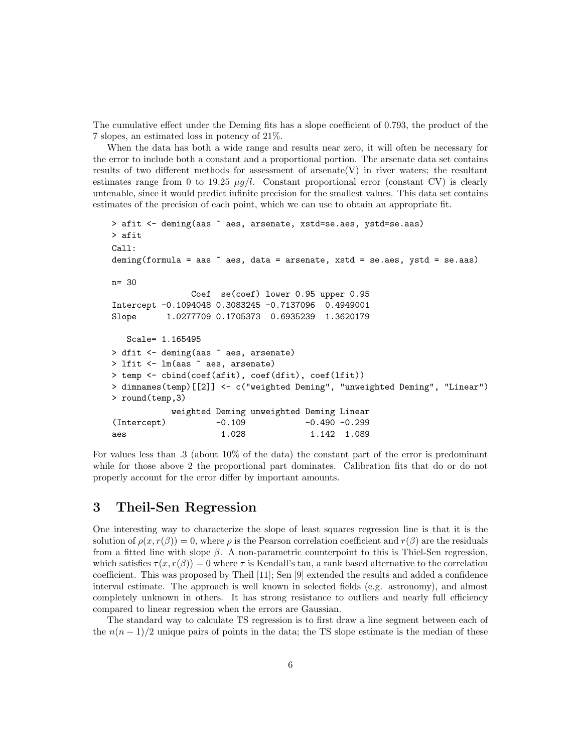The cumulative effect under the Deming fits has a slope coefficient of 0.793, the product of the 7 slopes, an estimated loss in potency of 21%.

When the data has both a wide range and results near zero, it will often be necessary for the error to include both a constant and a proportional portion. The arsenate data set contains results of two different methods for assessment of arsenate(V) in river waters; the resultant estimates range from 0 to 19.25 $\mu g/l$. Constant proportional error (constant CV) is clearly untenable, since it would predict infinite precision for the smallest values. This data set contains estimates of the precision of each point, which we can use to obtain an appropriate fit.

```
> afit <- deming(aas ~ aes, arsenate, xstd=se.aes, ystd=se.aas)
> afit
Call:
deming(formula = aas ~ aes, data = arsenate, xstd = se.aes, ystd = se.aas)

n= 30
                Coef  se(coef) lower 0.95 upper 0.95
Intercept -0.1094048 0.3083245 -0.7137096  0.4949001
Slope      1.0277709 0.1705373  0.6935239  1.3620179

   Scale= 1.165495
> dfit <- deming(aas ~ aes, arsenate)
> lfit <- lm(aas ~ aes, arsenate)
> temp <- cbind(coef(afit), coef(dfit), coef(lfit))
> dimnames(temp)[[2]] <- c("weighted Deming", "unweighted Deming", "Linear")
> round(temp,3)
            weighted Deming unweighted Deming Linear
(Intercept)          -0.109            -0.490 -0.299
aes                   1.028             1.142  1.089
```

For values less than .3 (about 10% of the data) the constant part of the error is predominant while for those above 2 the proportional part dominates. Calibration fits that do or do not properly account for the error differ by important amounts.

# 3 Theil-Sen Regression

One interesting way to characterize the slope of least squares regression line is that it is the solution of $\rho(x, r(\beta)) = 0$, where $\rho$ is the Pearson correlation coefficient and $r(\beta)$ are the residuals from a fitted line with slope $\beta$. A non-parametric counterpoint to this is Thiel-Sen regression, which satisfies $\tau(x, r(\beta)) = 0$ where $\tau$ is Kendall's tau, a rank based alternative to the correlation coefficient. This was proposed by Theil [11]; Sen [9] extended the results and added a confidence interval estimate. The approach is well known in selected fields (e.g. astronomy), and almost completely unknown in others. It has strong resistance to outliers and nearly full efficiency compared to linear regression when the errors are Gaussian.

The standard way to calculate TS regression is to first draw a line segment between each of the $n(n-1)/2$ unique pairs of points in the data; the TS slope estimate is the median of these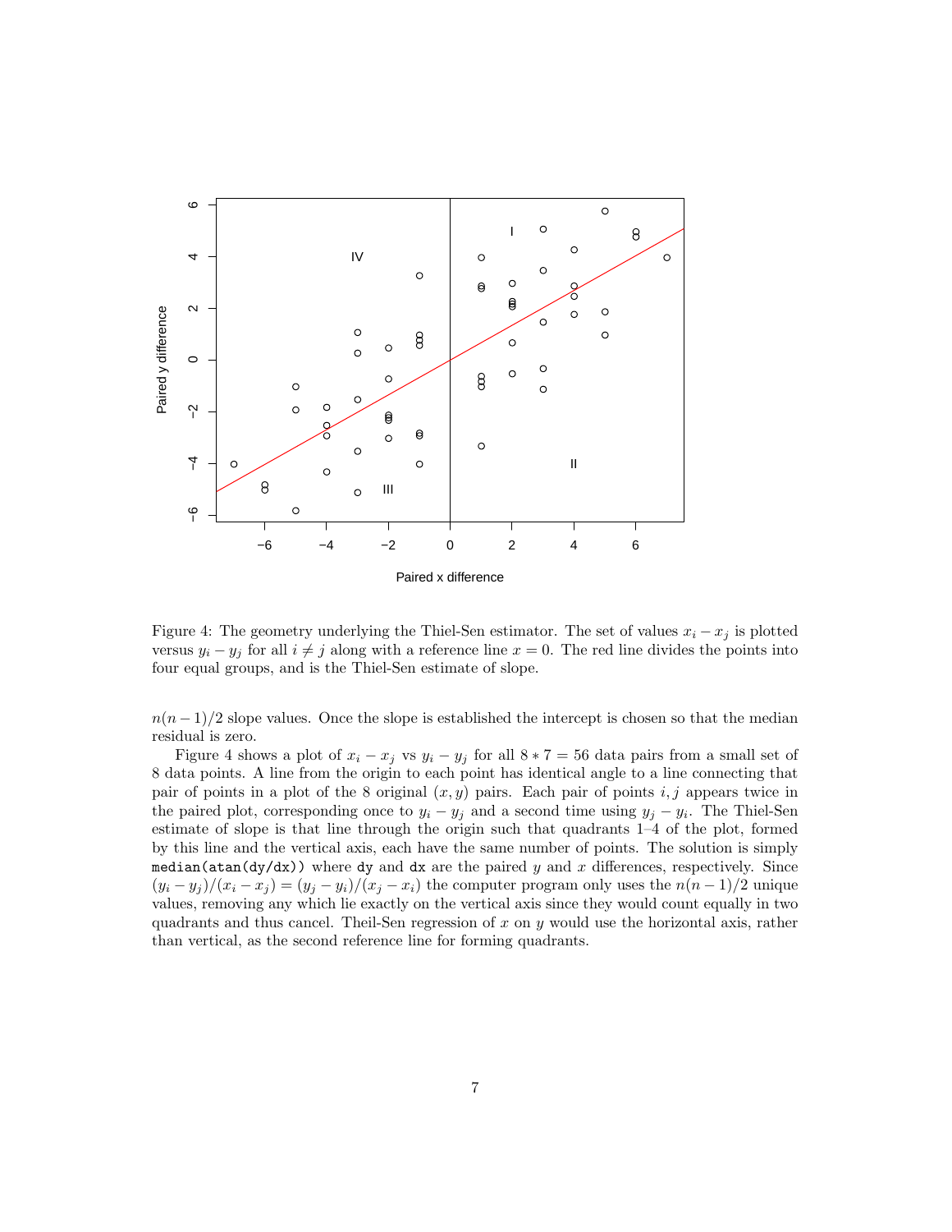Figure 4: The geometry underlying the Thiel-Sen estimator. The set of values $x_i - x_j$ is plotted versus $y_i - y_j$ for all $i \neq j$ along with a reference line $x = 0$. The red line divides the points into four equal groups, and is the Thiel-Sen estimate of slope.

$n(n-1)/2$ slope values. Once the slope is established the intercept is chosen so that the median residual is zero.

Figure 4 shows a plot of $x_i - x_j$ vs $y_i - y_j$ for all $8 * 7 = 56$ data pairs from a small set of 8 data points. A line from the origin to each point has identical angle to a line connecting that pair of points in a plot of the 8 original $(x, y)$ pairs. Each pair of points $i, j$ appears twice in the paired plot, corresponding once to $y_i - y_j$ and a second time using $y_j - y_i$. The Thiel-Sen estimate of slope is that line through the origin such that quadrants 1–4 of the plot, formed by this line and the vertical axis, each have the same number of points. The solution is simply `median(atan(dy/dx))` where `dy` and `dx` are the paired $y$ and $x$ differences, respectively. Since $(y_i - y_j)/(x_i - x_j) = (y_j - y_i)/(x_j - x_i)$ the computer program only uses the $n(n-1)/2$ unique values, removing any which lie exactly on the vertical axis since they would count equally in two quadrants and thus cancel. Theil-Sen regression of $x$ on $y$ would use the horizontal axis, rather than vertical, as the second reference line for forming quadrants.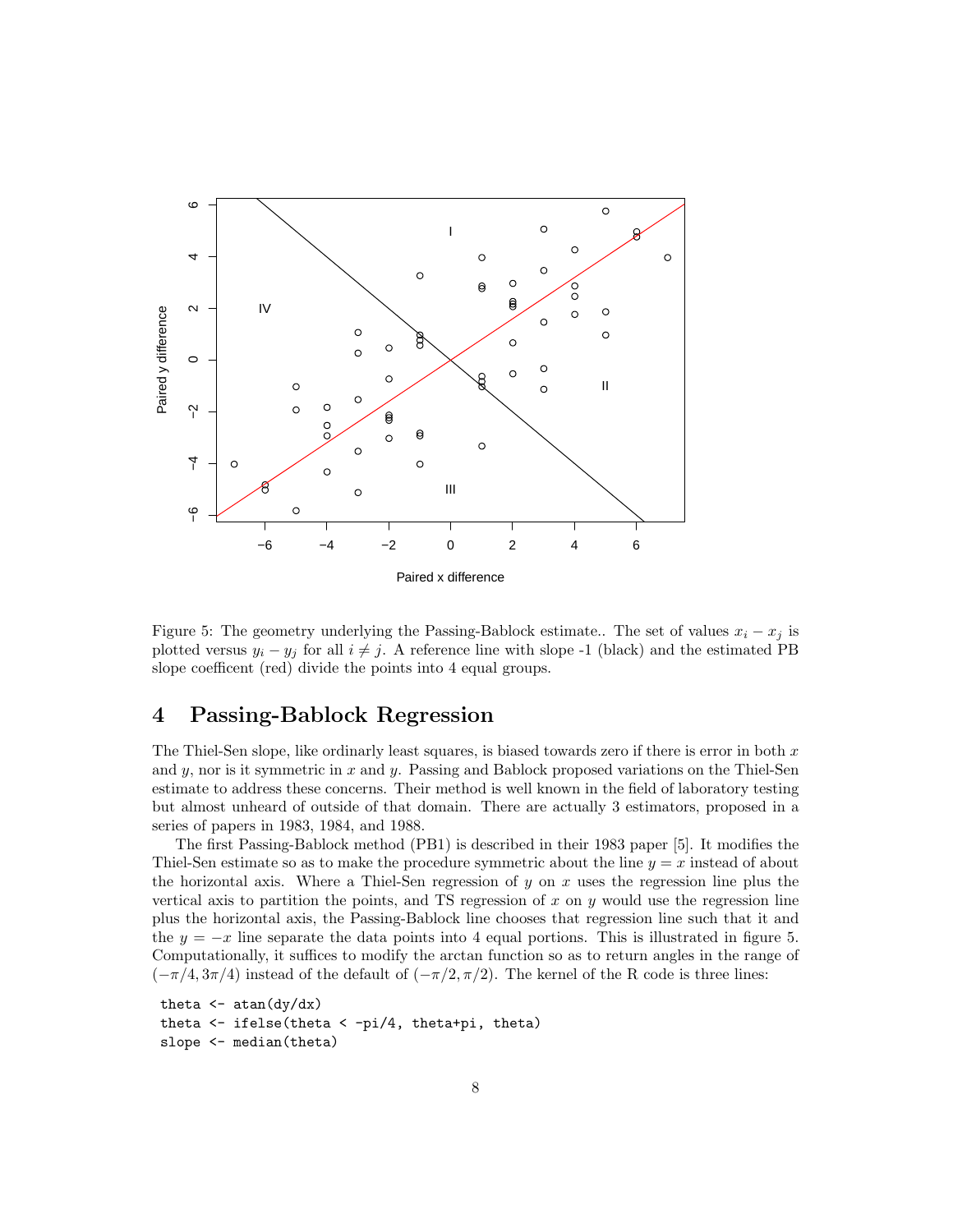Figure 5: The geometry underlying the Passing-Bablock estimate.. The set of values $x_i - x_j$ is plotted versus $y_i - y_j$ for all $i \neq j$. A reference line with slope -1 (black) and the estimated PB slope coefficent (red) divide the points into 4 equal groups.

## 4 Passing-Bablock Regression

The Thiel-Sen slope, like ordinarly least squares, is biased towards zero if there is error in both $x$ and $y$, nor is it symmetric in $x$ and $y$. Passing and Bablock proposed variations on the Thiel-Sen estimate to address these concerns. Their method is well known in the field of laboratory testing but almost unheard of outside of that domain. There are actually 3 estimators, proposed in a series of papers in 1983, 1984, and 1988.

The first Passing-Bablock method (PB1) is described in their 1983 paper [5]. It modifies the Thiel-Sen estimate so as to make the procedure symmetric about the line $y = x$ instead of about the horizontal axis. Where a Thiel-Sen regression of $y$ on $x$ uses the regression line plus the vertical axis to partition the points, and TS regression of $x$ on $y$ would use the regression line plus the horizontal axis, the Passing-Bablock line chooses that regression line such that it and the $y = -x$ line separate the data points into 4 equal portions. This is illustrated in figure 5. Computationally, it suffices to modify the arctan function so as to return angles in the range of $(-\pi/4, 3\pi/4)$ instead of the default of $(-\pi/2, \pi/2)$. The kernel of the R code is three lines:

```
theta <- atan(dy/dx)
theta <- ifelse(theta < -pi/4, theta+pi, theta)
slope <- median(theta)
```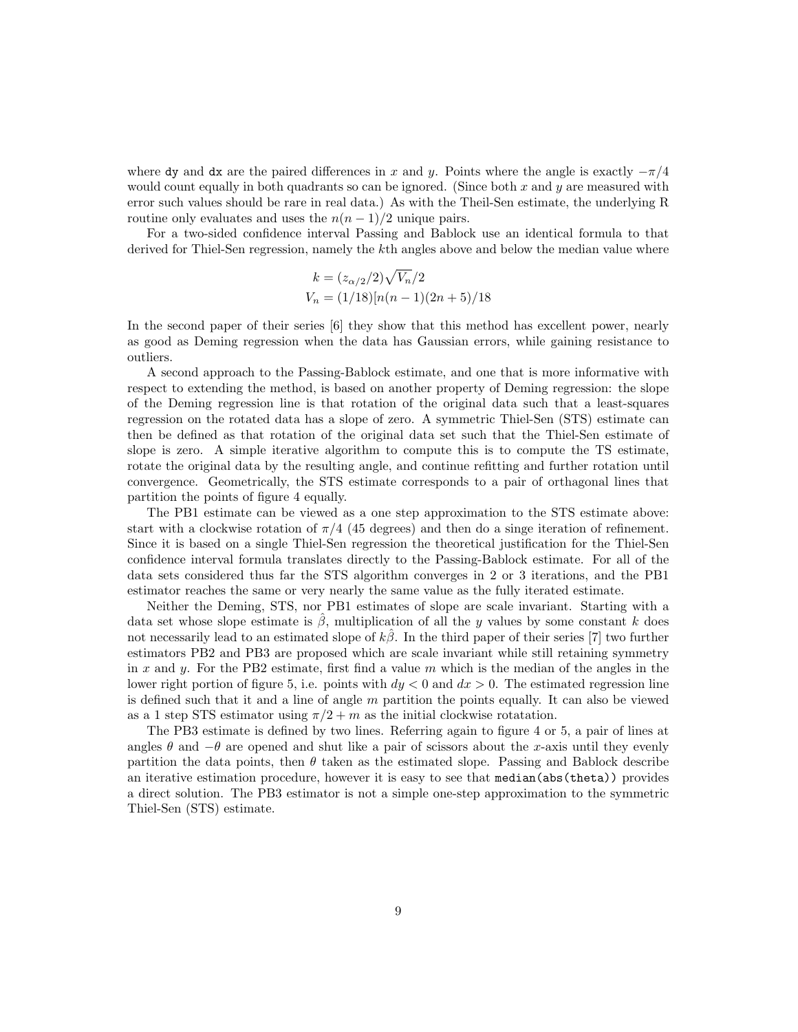where `dy` and `dx` are the paired differences in $x$ and $y$. Points where the angle is exactly $-\pi/4$ would count equally in both quadrants so can be ignored. (Since both $x$ and $y$ are measured with error such values should be rare in real data.) As with the Theil-Sen estimate, the underlying R routine only evaluates and uses the $n(n-1)/2$ unique pairs.

For a two-sided confidence interval Passing and Bablock use an identical formula to that derived for Thiel-Sen regression, namely the $k$th angles above and below the median value where

$$
\begin{aligned}
k &= (z_{\alpha/2}/2)\sqrt{V_n}/2 \\
V_n &= (1/18)[n(n-1)(2n+5)/18
\end{aligned}
$$

In the second paper of their series [6] they show that this method has excellent power, nearly as good as Deming regression when the data has Gaussian errors, while gaining resistance to outliers.

A second approach to the Passing-Bablock estimate, and one that is more informative with respect to extending the method, is based on another property of Deming regression: the slope of the Deming regression line is that rotation of the original data such that a least-squares regression on the rotated data has a slope of zero. A symmetric Thiel-Sen (STS) estimate can then be defined as that rotation of the original data set such that the Thiel-Sen estimate of slope is zero. A simple iterative algorithm to compute this is to compute the TS estimate, rotate the original data by the resulting angle, and continue refitting and further rotation until convergence. Geometrically, the STS estimate corresponds to a pair of orthogonal lines that partition the points of figure 4 equally.

The PB1 estimate can be viewed as a one step approximation to the STS estimate above: start with a clockwise rotation of $\pi/4$ (45 degrees) and then do a singe iteration of refinement. Since it is based on a single Thiel-Sen regression the theoretical justification for the Thiel-Sen confidence interval formula translates directly to the Passing-Bablock estimate. For all of the data sets considered thus far the STS algorithm converges in 2 or 3 iterations, and the PB1 estimator reaches the same or very nearly the same value as the fully iterated estimate.

Neither the Deming, STS, nor PB1 estimates of slope are scale invariant. Starting with a data set whose slope estimate is $\hat{\beta}$, multiplication of all the $y$ values by some constant $k$ does not necessarily lead to an estimated slope of $k\hat{\beta}$. In the third paper of their series [7] two further estimators PB2 and PB3 are proposed which are scale invariant while still retaining symmetry in $x$ and $y$. For the PB2 estimate, first find a value $m$ which is the median of the angles in the lower right portion of figure 5, i.e. points with $dy < 0$ and $dx > 0$. The estimated regression line is defined such that it and a line of angle $m$ partition the points equally. It can also be viewed as a 1 step STS estimator using $\pi/2 + m$ as the initial clockwise rotatation.

The PB3 estimate is defined by two lines. Referring again to figure 4 or 5, a pair of lines at angles $\theta$ and $-\theta$ are opened and shut like a pair of scissors about the $x$-axis until they evenly partition the data points, then $\theta$ taken as the estimated slope. Passing and Bablock describe an iterative estimation procedure, however it is easy to see that `median(abs(theta))` provides a direct solution. The PB3 estimator is not a simple one-step approximation to the symmetric Thiel-Sen (STS) estimate.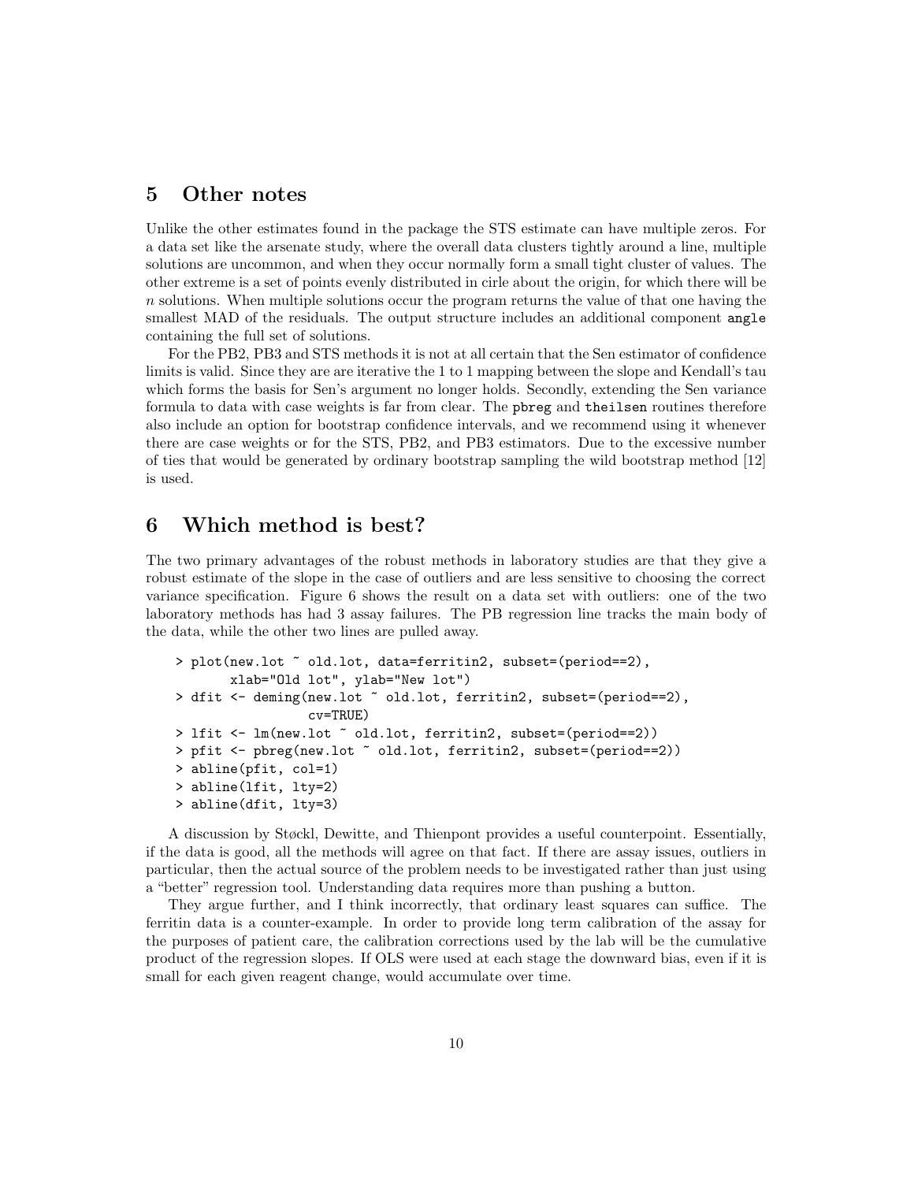## 5 Other notes

Unlike the other estimates found in the package the STS estimate can have multiple zeros. For a data set like the arsenate study, where the overall data clusters tightly around a line, multiple solutions are uncommon, and when they occur normally form a small tight cluster of values. The other extreme is a set of points evenly distributed in cirle about the origin, for which there will be $n$ solutions. When multiple solutions occur the program returns the value of that one having the smallest MAD of the residuals. The output structure includes an additional component `angle` containing the full set of solutions.

For the PB2, PB3 and STS methods it is not at all certain that the Sen estimator of confidence limits is valid. Since they are are iterative the 1 to 1 mapping between the slope and Kendall's tau which forms the basis for Sen's argument no longer holds. Secondly, extending the Sen variance formula to data with case weights is far from clear. The `pbreg` and `theilsen` routines therefore also include an option for bootstrap confidence intervals, and we recommend using it whenever there are case weights or for the STS, PB2, and PB3 estimators. Due to the excessive number of ties that would be generated by ordinary bootstrap sampling the wild bootstrap method [12] is used.

## 6 Which method is best?

The two primary advantages of the robust methods in laboratory studies are that they give a robust estimate of the slope in the case of outliers and are less sensitive to choosing the correct variance specification. Figure 6 shows the result on a data set with outliers: one of the two laboratory methods has had 3 assay failures. The PB regression line tracks the main body of the data, while the other two lines are pulled away.

```
> plot(new.lot ~ old.lot, data=ferritin2, subset=(period==2),
       xlab="Old lot", ylab="New lot")
> dfit <- deming(new.lot ~ old.lot, ferritin2, subset=(period==2),
                 cv=TRUE)
> lfit <- lm(new.lot ~ old.lot, ferritin2, subset=(period==2))
> pfit <- pbreg(new.lot ~ old.lot, ferritin2, subset=(period==2))
> abline(pfit, col=1)
> abline(lfit, lty=2)
> abline(dfit, lty=3)
```

A discussion by Støckl, Dewitte, and Thienpont provides a useful counterpoint. Essentially, if the data is good, all the methods will agree on that fact. If there are assay issues, outliers in particular, then the actual source of the problem needs to be investigated rather than just using a "better" regression tool. Understanding data requires more than pushing a button.

They argue further, and I think incorrectly, that ordinary least squares can suffice. The ferritin data is a counter-example. In order to provide long term calibration of the assay for the purposes of patient care, the calibration corrections used by the lab will be the cumulative product of the regression slopes. If OLS were used at each stage the downward bias, even if it is small for each given reagent change, would accumulate over time.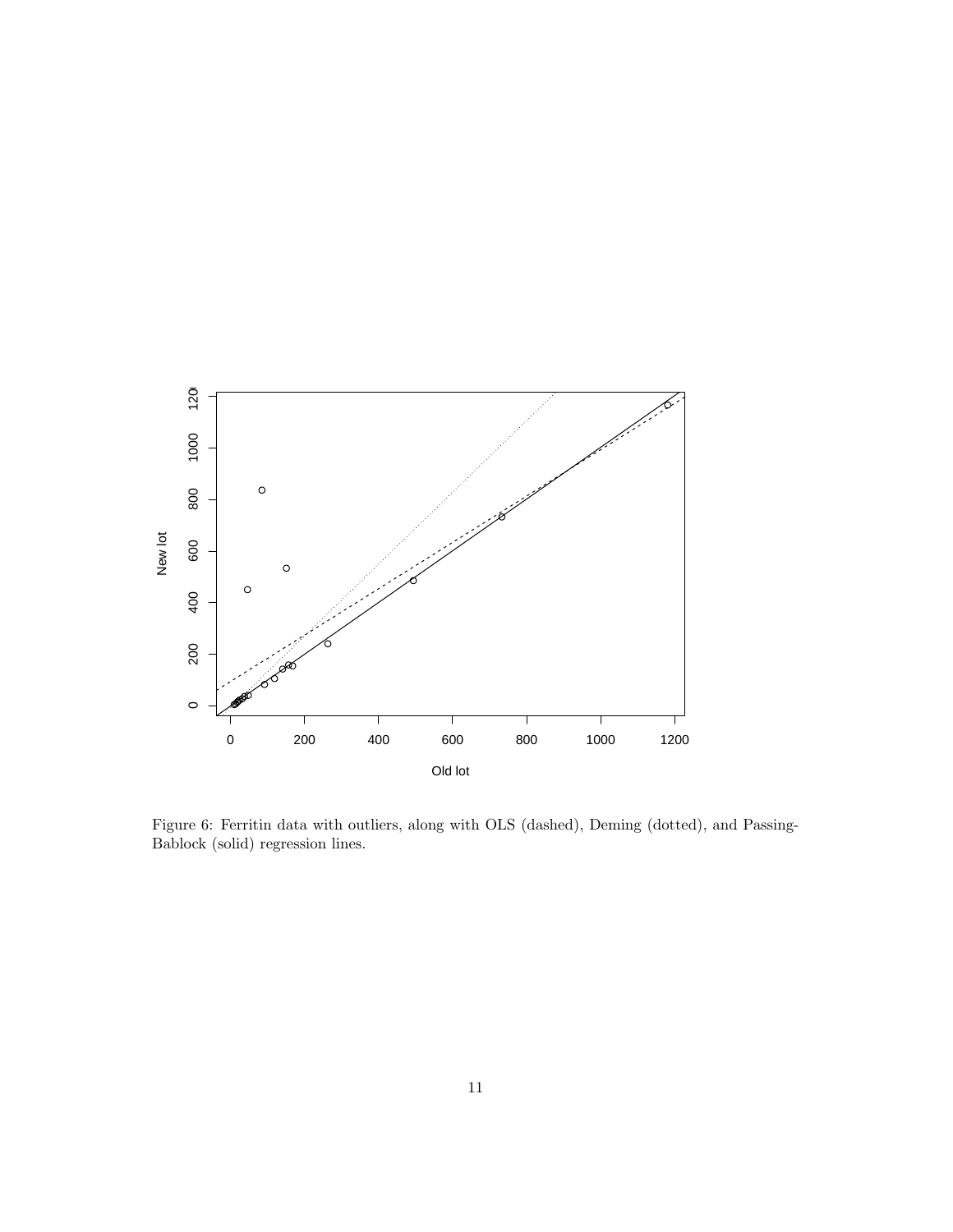Figure 6: Ferritin data with outliers, along with OLS (dashed), Deming (dotted), and Passing-Bablock (solid) regression lines.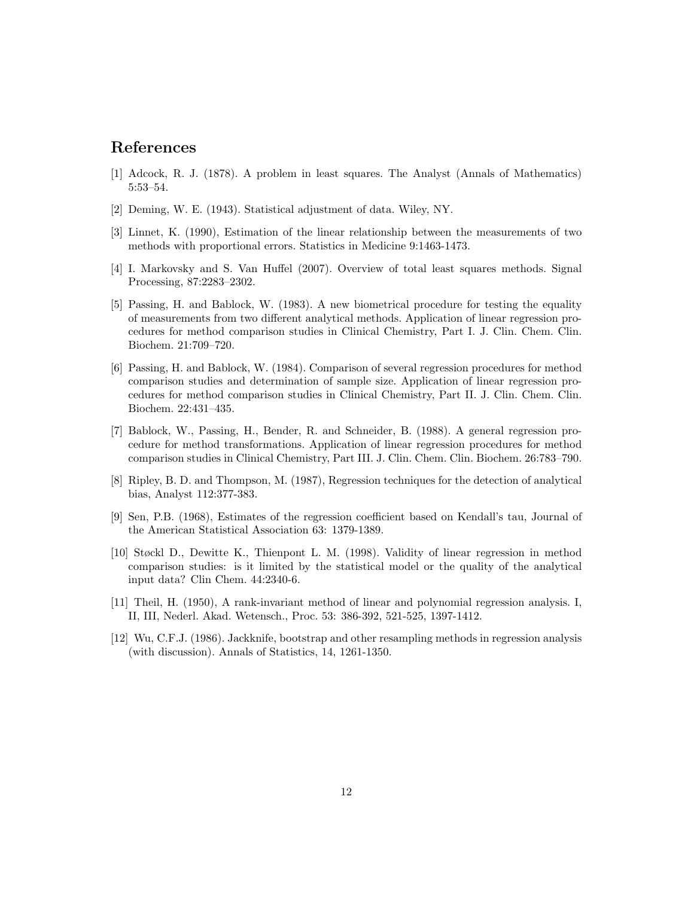# References

[1] Adcock, R. J. (1878). A problem in least squares. The Analyst (Annals of Mathematics) 5:53–54.

[2] Deming, W. E. (1943). Statistical adjustment of data. Wiley, NY.

[3] Linnet, K. (1990), Estimation of the linear relationship between the measurements of two methods with proportional errors. Statistics in Medicine 9:1463-1473.

[4] I. Markovsky and S. Van Huffel (2007). Overview of total least squares methods. Signal Processing, 87:2283–2302.

[5] Passing, H. and Bablock, W. (1983). A new biometrical procedure for testing the equality of measurements from two different analytical methods. Application of linear regression procedures for method comparison studies in Clinical Chemistry, Part I. J. Clin. Chem. Clin. Biochem. 21:709–720.

[6] Passing, H. and Bablock, W. (1984). Comparison of several regression procedures for method comparison studies and determination of sample size. Application of linear regression procedures for method comparison studies in Clinical Chemistry, Part II. J. Clin. Chem. Clin. Biochem. 22:431–435.

[7] Bablock, W., Passing, H., Bender, R. and Schneider, B. (1988). A general regression procedure for method transformations. Application of linear regression procedures for method comparison studies in Clinical Chemistry, Part III. J. Clin. Chem. Clin. Biochem. 26:783–790.

[8] Ripley, B. D. and Thompson, M. (1987), Regression techniques for the detection of analytical bias, Analyst 112:377-383.

[9] Sen, P.B. (1968), Estimates of the regression coefficient based on Kendall's tau, Journal of the American Statistical Association 63: 1379-1389.

[10] Støckl D., Dewitte K., Thienpont L. M. (1998). Validity of linear regression in method comparison studies: is it limited by the statistical model or the quality of the analytical input data? Clin Chem. 44:2340-6.

[11] Theil, H. (1950), A rank-invariant method of linear and polynomial regression analysis. I, II, III, Nederl. Akad. Wetensch., Proc. 53: 386-392, 521-525, 1397-1412.

[12] Wu, C.F.J. (1986). Jackknife, bootstrap and other resampling methods in regression analysis (with discussion). Annals of Statistics, 14, 1261-1350.